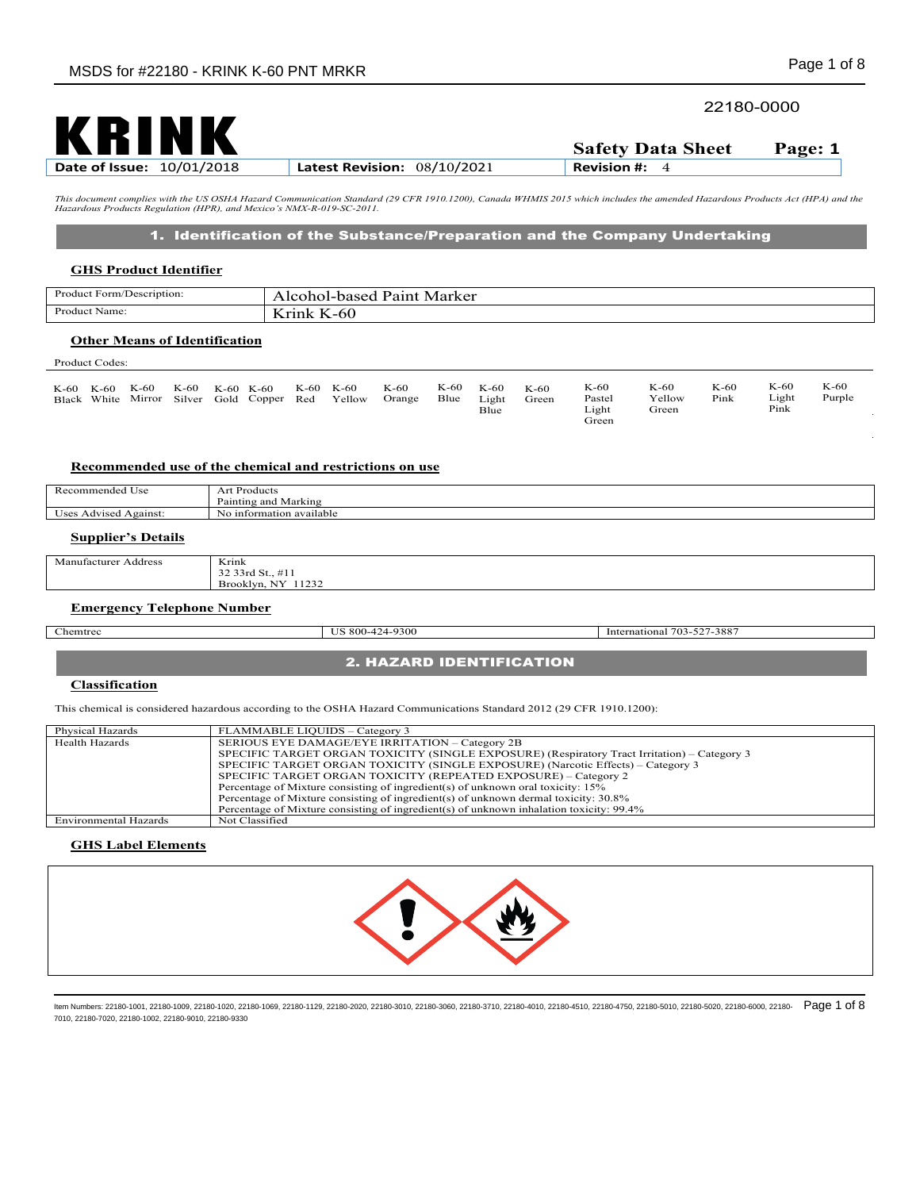22180-0000

**KRINK**

**Safety Data Sheet** **Page: 1**

| Date of Issue: 10/01/2018 | Latest Revision: 08/10/2021 | Revision #: 4 |
|---|---|---|

*This document complies with the US OSHA Hazard Communication Standard (29 CFR 1910.1200), Canada WHMIS 2015 which includes the amended Hazardous Products Act (HPA) and the Hazardous Products Regulation (HPR), and Mexico's NMX-R-019-SC-2011.*

## 1. Identification of the Substance/Preparation and the Company Undertaking

### GHS Product Identifier

| Product Form/Description: | Alcohol-based Paint Marker |
|---|---|
| Product Name: | Krink K-60 |

### Other Means of Identification

Product Codes:

| K-60 Black | K-60 White | K-60 Mirror | K-60 Silver | K-60 Gold | K-60 Copper | K-60 Red | K-60 Yellow | K-60 Orange | K-60 Blue | K-60 Light Blue | K-60 Green | K-60 Pastel Light Green | K-60 Yellow Green | K-60 Pink | K-60 Light Pink | K-60 Purple |
|---|---|---|---|---|---|---|---|---|---|---|---|---|---|---|---|---|

### Recommended use of the chemical and restrictions on use

| Recommended Use | Art Products<br>Painting and Marking |
|---|---|
| Uses Advised Against: | No information available |

### Supplier's Details

| Manufacturer Address | Krink<br>32 33rd St., #11<br>Brooklyn, NY 11232 |
|---|---|

### Emergency Telephone Number

| Chemtrec | US 800-424-9300 | International 703-527-3887 |
|---|---|---|

## 2. HAZARD IDENTIFICATION

### Classification

This chemical is considered hazardous according to the OSHA Hazard Communications Standard 2012 (29 CFR 1910.1200):

| Physical Hazards | FLAMMABLE LIQUIDS – Category 3 |
|---|---|
| Health Hazards | SERIOUS EYE DAMAGE/EYE IRRITATION – Category 2B<br>SPECIFIC TARGET ORGAN TOXICITY (SINGLE EXPOSURE) (Respiratory Tract Irritation) – Category 3<br>SPECIFIC TARGET ORGAN TOXICITY (SINGLE EXPOSURE) (Narcotic Effects) – Category 3<br>SPECIFIC TARGET ORGAN TOXICITY (REPEATED EXPOSURE) – Category 2<br>Percentage of Mixture consisting of ingredient(s) of unknown oral toxicity: 15%<br>Percentage of Mixture consisting of ingredient(s) of unknown dermal toxicity: 30.8%<br>Percentage of Mixture consisting of ingredient(s) of unknown inhalation toxicity: 99.4% |
| Environmental Hazards | Not Classified |

### GHS Label Elements

Item Numbers: 22180-1001, 22180-1009, 22180-1020, 22180-1069, 22180-1129, 22180-2020, 22180-3010, 22180-3060, 22180-3710, 22180-4010, 22180-4510, 22180-4750, 22180-5010, 22180-5020, 22180-6000, 22180-7010, 22180-7020, 22180-1002, 22180-9010, 22180-9330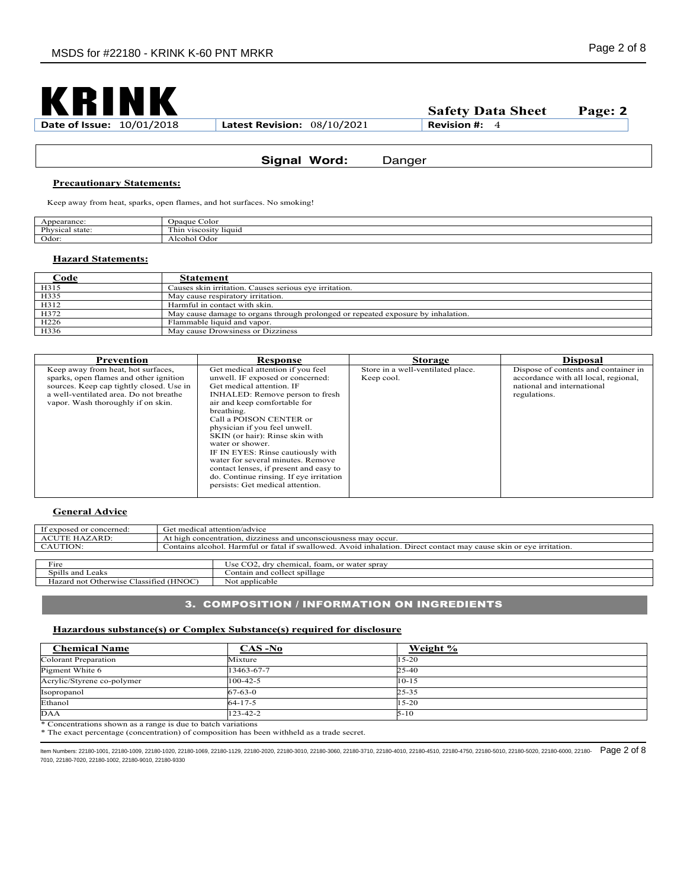# KRINK

**Safety Data Sheet** **Page: 2**

| Date of Issue: 10/01/2018 | Latest Revision: 08/10/2021 | Revision #: 4 |
|---|---|---|

**Signal Word:** Danger

**Precautionary Statements:**

Keep away from heat, sparks, open flames, and hot surfaces. No smoking!

| | |
|---|---|
| Appearance: | Opaque Color |
| Physical state: | Thin viscosity liquid |
| Odor: | Alcohol Odor |

**Hazard Statements:**

| Code | Statement |
|---|---|
| H315 | Causes skin irritation. Causes serious eye irritation. |
| H335 | May cause respiratory irritation. |
| H312 | Harmful in contact with skin. |
| H372 | May cause damage to organs through prolonged or repeated exposure by inhalation. |
| H226 | Flammable liquid and vapor. |
| H336 | May cause Drowsiness or Dizziness |

| Prevention | Response | Storage | Disposal |
|---|---|---|---|
| Keep away from heat, hot surfaces, sparks, open flames and other ignition sources. Keep cap tightly closed. Use in a well-ventilated area. Do not breathe vapor. Wash thoroughly if on skin. | Get medical attention if you feel unwell. IF exposed or concerned: Get medical attention. IF INHALED: Remove person to fresh air and keep comfortable for breathing. Call a POISON CENTER or physician if you feel unwell. SKIN (or hair): Rinse skin with water or shower. IF IN EYES: Rinse cautiously with water for several minutes. Remove contact lenses, if present and easy to do. Continue rinsing. If eye irritation persists: Get medical attention. | Store in a well-ventilated place. Keep cool. | Dispose of contents and container in accordance with all local, regional, national and international regulations. |

**General Advice**

| | |
|---|---|
| If exposed or concerned: | Get medical attention/advice |
| ACUTE HAZARD: | At high concentration, dizziness and unconsciousness may occur. |
| CAUTION: | Contains alcohol. Harmful or fatal if swallowed. Avoid inhalation. Direct contact may cause skin or eye irritation. |

| | |
|---|---|
| Fire | Use $CO_2$, dry chemical, foam, or water spray |
| Spills and Leaks | Contain and collect spillage |
| Hazard not Otherwise Classified (HNOC) | Not applicable |

## 3. COMPOSITION / INFORMATION ON INGREDIENTS

**Hazardous substance(s) or Complex Substance(s) required for disclosure**

| Chemical Name | CAS -No | Weight % |
|---|---|---|
| Colorant Preparation | Mixture | 15-20 |
| Pigment White 6 | 13463-67-7 | 25-40 |
| Acrylic/Styrene co-polymer | 100-42-5 | 10-15 |
| Isopropanol | 67-63-0 | 25-35 |
| Ethanol | 64-17-5 | 15-20 |
| DAA | 123-42-2 | 5-10 |

* Concentrations shown as a range is due to batch variations
* The exact percentage (concentration) of composition has been withheld as a trade secret.

Item Numbers: 22180-1001, 22180-1009, 22180-1020, 22180-1069, 22180-1129, 22180-2020, 22180-3010, 22180-3060, 22180-3710, 22180-4010, 22180-4510, 22180-4750, 22180-5010, 22180-5020, 22180-6000, 22180-7010, 22180-7020, 22180-1002, 22180-9010, 22180-9330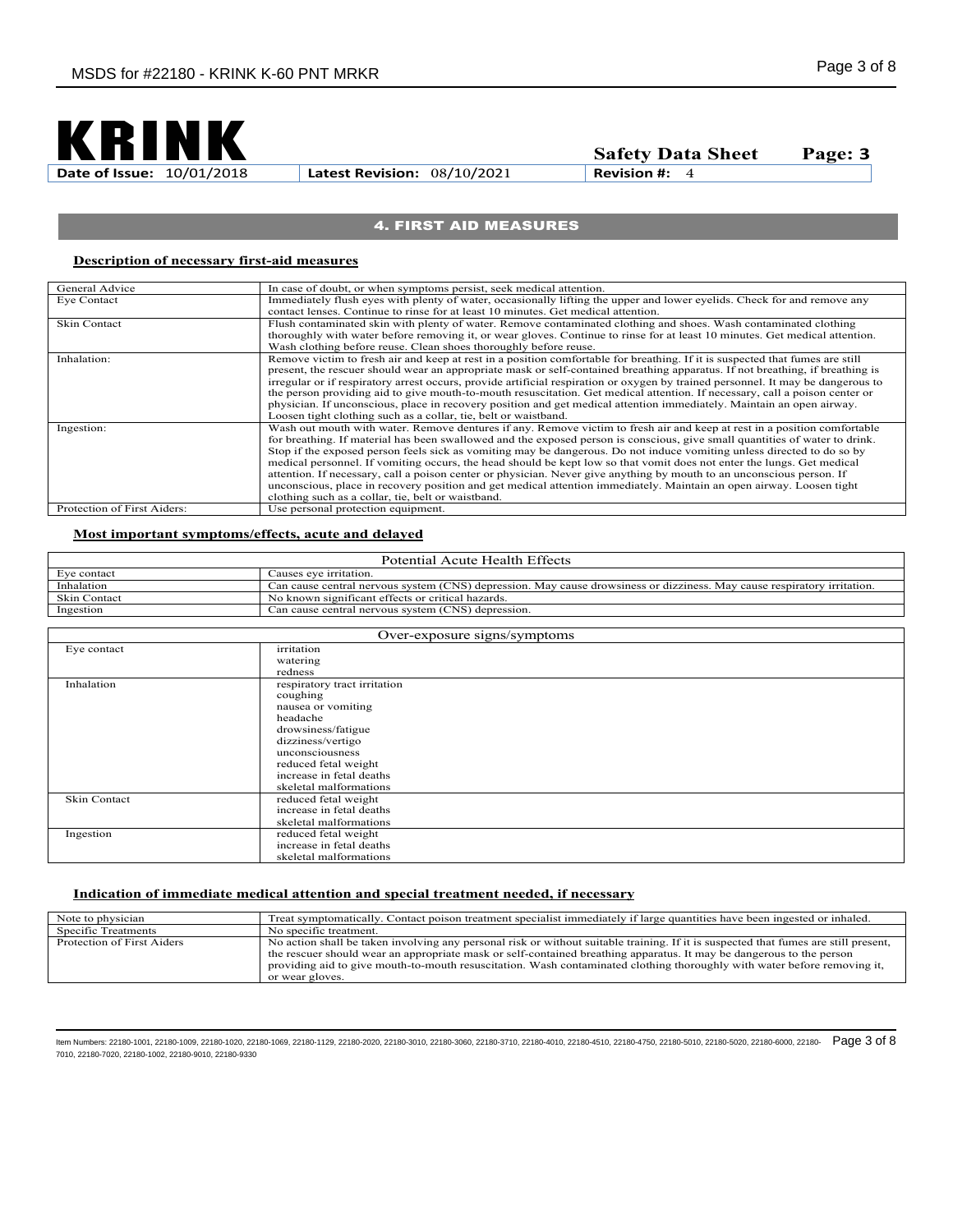# KRINK

**Safety Data Sheet** **Page: 3**

| **Date of Issue:** 10/01/2018 | **Latest Revision:** 08/10/2021 | **Revision #:** 4 |
|---|---|---|

## 4. FIRST AID MEASURES

### Description of necessary first-aid measures

| | |
|---|---|
| General Advice | In case of doubt, or when symptoms persist, seek medical attention. |
| Eye Contact | Immediately flush eyes with plenty of water, occasionally lifting the upper and lower eyelids. Check for and remove any contact lenses. Continue to rinse for at least 10 minutes. Get medical attention. |
| Skin Contact | Flush contaminated skin with plenty of water. Remove contaminated clothing and shoes. Wash contaminated clothing thoroughly with water before removing it, or wear gloves. Continue to rinse for at least 10 minutes. Get medical attention. Wash clothing before reuse. Clean shoes thoroughly before reuse. |
| Inhalation: | Remove victim to fresh air and keep at rest in a position comfortable for breathing. If it is suspected that fumes are still present, the rescuer should wear an appropriate mask or self-contained breathing apparatus. If not breathing, if breathing is irregular or if respiratory arrest occurs, provide artificial respiration or oxygen by trained personnel. It may be dangerous to the person providing aid to give mouth-to-mouth resuscitation. Get medical attention. If necessary, call a poison center or physician. If unconscious, place in recovery position and get medical attention immediately. Maintain an open airway. Loosen tight clothing such as a collar, tie, belt or waistband. |
| Ingestion: | Wash out mouth with water. Remove dentures if any. Remove victim to fresh air and keep at rest in a position comfortable for breathing. If material has been swallowed and the exposed person is conscious, give small quantities of water to drink. Stop if the exposed person feels sick as vomiting may be dangerous. Do not induce vomiting unless directed to do so by medical personnel. If vomiting occurs, the head should be kept low so that vomit does not enter the lungs. Get medical attention. If necessary, call a poison center or physician. Never give anything by mouth to an unconscious person. If unconscious, place in recovery position and get medical attention immediately. Maintain an open airway. Loosen tight clothing such as a collar, tie, belt or waistband. |
| Protection of First Aiders: | Use personal protection equipment. |

### Most important symptoms/effects, acute and delayed

| Potential Acute Health Effects | |
|---|---|
| Eye contact | Causes eye irritation. |
| Inhalation | Can cause central nervous system (CNS) depression. May cause drowsiness or dizziness. May cause respiratory irritation. |
| Skin Contact | No known significant effects or critical hazards. |
| Ingestion | Can cause central nervous system (CNS) depression. |

| Over-exposure signs/symptoms | |
|---|---|
| Eye contact | irritation<br>watering<br>redness |
| Inhalation | respiratory tract irritation<br>coughing<br>nausea or vomiting<br>headache<br>drowsiness/fatigue<br>dizziness/vertigo<br>unconsciousness<br>reduced fetal weight<br>increase in fetal deaths<br>skeletal malformations |
| Skin Contact | reduced fetal weight<br>increase in fetal deaths<br>skeletal malformations |
| Ingestion | reduced fetal weight<br>increase in fetal deaths<br>skeletal malformations |

### Indication of immediate medical attention and special treatment needed, if necessary

| | |
|---|---|
| Note to physician | Treat symptomatically. Contact poison treatment specialist immediately if large quantities have been ingested or inhaled. |
| Specific Treatments | No specific treatment. |
| Protection of First Aiders | No action shall be taken involving any personal risk or without suitable training. If it is suspected that fumes are still present, the rescuer should wear an appropriate mask or self-contained breathing apparatus. It may be dangerous to the person providing aid to give mouth-to-mouth resuscitation. Wash contaminated clothing thoroughly with water before removing it, or wear gloves. |

Item Numbers: 22180-1001, 22180-1009, 22180-1020, 22180-1069, 22180-1129, 22180-2020, 22180-3010, 22180-3060, 22180-3710, 22180-4010, 22180-4510, 22180-4750, 22180-5010, 22180-5020, 22180-6000, 22180-7010, 22180-7020, 22180-1002, 22180-9010, 22180-9330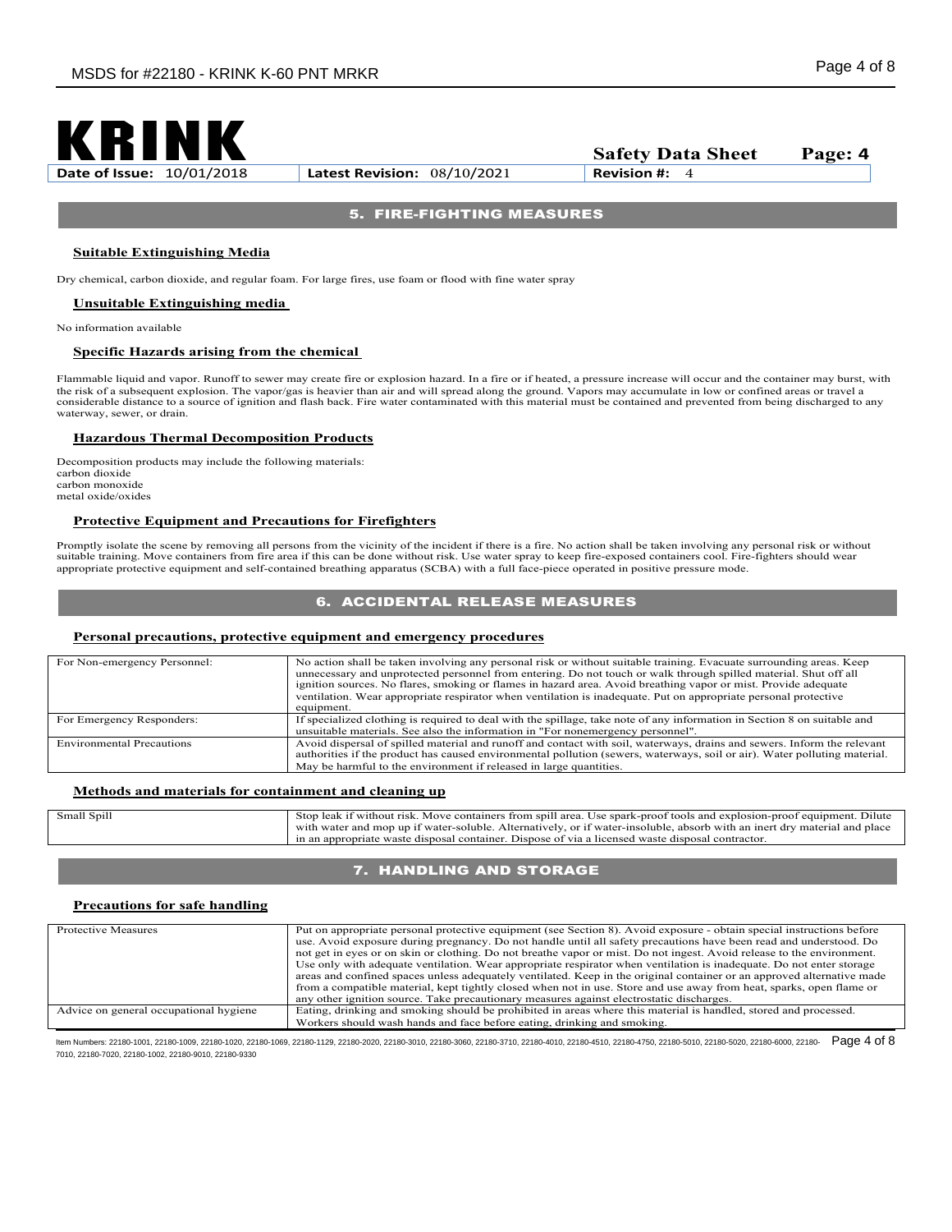# KRINK

**Safety Data Sheet** **Page: 4**

| Date of Issue: 10/01/2018 | Latest Revision: 08/10/2021 | Revision #: 4 |
|---|---|---|

## 5. FIRE-FIGHTING MEASURES

### Suitable Extinguishing Media

Dry chemical, carbon dioxide, and regular foam. For large fires, use foam or flood with fine water spray

### Unsuitable Extinguishing media

No information available

### Specific Hazards arising from the chemical

Flammable liquid and vapor. Runoff to sewer may create fire or explosion hazard. In a fire or if heated, a pressure increase will occur and the container may burst, with the risk of a subsequent explosion. The vapor/gas is heavier than air and will spread along the ground. Vapors may accumulate in low or confined areas or travel a considerable distance to a source of ignition and flash back. Fire water contaminated with this material must be contained and prevented from being discharged to any waterway, sewer, or drain.

### Hazardous Thermal Decomposition Products

Decomposition products may include the following materials:
carbon dioxide
carbon monoxide
metal oxide/oxides

### Protective Equipment and Precautions for Firefighters

Promptly isolate the scene by removing all persons from the vicinity of the incident if there is a fire. No action shall be taken involving any personal risk or without suitable training. Move containers from fire area if this can be done without risk. Use water spray to keep fire-exposed containers cool. Fire-fighters should wear appropriate protective equipment and self-contained breathing apparatus (SCBA) with a full face-piece operated in positive pressure mode.

## 6. ACCIDENTAL RELEASE MEASURES

### Personal precautions, protective equipment and emergency procedures

| | |
|---|---|
| For Non-emergency Personnel: | No action shall be taken involving any personal risk or without suitable training. Evacuate surrounding areas. Keep unnecessary and unprotected personnel from entering. Do not touch or walk through spilled material. Shut off all ignition sources. No flares, smoking or flames in hazard area. Avoid breathing vapor or mist. Provide adequate ventilation. Wear appropriate respirator when ventilation is inadequate. Put on appropriate personal protective equipment. |
| For Emergency Responders: | If specialized clothing is required to deal with the spillage, take note of any information in Section 8 on suitable and unsuitable materials. See also the information in "For nonemergency personnel". |
| Environmental Precautions | Avoid dispersal of spilled material and runoff and contact with soil, waterways, drains and sewers. Inform the relevant authorities if the product has caused environmental pollution (sewers, waterways, soil or air). Water polluting material. May be harmful to the environment if released in large quantities. |

### Methods and materials for containment and cleaning up

| | |
|---|---|
| Small Spill | Stop leak if without risk. Move containers from spill area. Use spark-proof tools and explosion-proof equipment. Dilute with water and mop up if water-soluble. Alternatively, or if water-insoluble, absorb with an inert dry material and place in an appropriate waste disposal container. Dispose of via a licensed waste disposal contractor. |

## 7. HANDLING AND STORAGE

### Precautions for safe handling

| | |
|---|---|
| Protective Measures | Put on appropriate personal protective equipment (see Section 8). Avoid exposure - obtain special instructions before use. Avoid exposure during pregnancy. Do not handle until all safety precautions have been read and understood. Do not get in eyes or on skin or clothing. Do not breathe vapor or mist. Do not ingest. Avoid release to the environment. Use only with adequate ventilation. Wear appropriate respirator when ventilation is inadequate. Do not enter storage areas and confined spaces unless adequately ventilated. Keep in the original container or an approved alternative made from a compatible material, kept tightly closed when not in use. Store and use away from heat, sparks, open flame or any other ignition source. Take precautionary measures against electrostatic discharges. |
| Advice on general occupational hygiene | Eating, drinking and smoking should be prohibited in areas where this material is handled, stored and processed. Workers should wash hands and face before eating, drinking and smoking. |

Item Numbers: 22180-1001, 22180-1009, 22180-1020, 22180-1069, 22180-1129, 22180-2020, 22180-3010, 22180-3060, 22180-3710, 22180-4010, 22180-4510, 22180-4750, 22180-5010, 22180-5020, 22180-6000, 22180-7010, 22180-7020, 22180-1002, 22180-9010, 22180-9330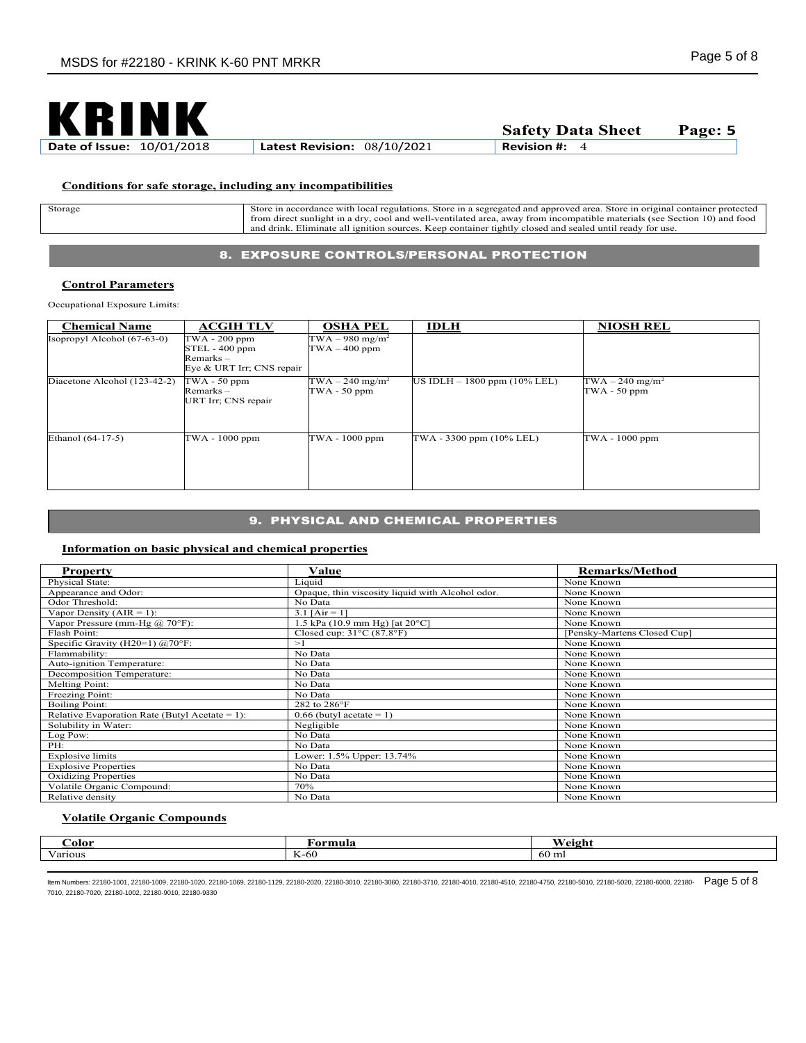**KRINK** **Safety Data Sheet** **Page: 5**

| **Date of Issue:** 10/01/2018 | **Latest Revision:** 08/10/2021 | **Revision #:** 4 |
|---|---|---|

**Conditions for safe storage, including any incompatibilities**

| | |
|---|---|
| Storage | Store in accordance with local regulations. Store in a segregated and approved area. Store in original container protected from direct sunlight in a dry, cool and well-ventilated area, away from incompatible materials (see Section 10) and food and drink. Eliminate all ignition sources. Keep container tightly closed and sealed until ready for use. |

## 8. EXPOSURE CONTROLS/PERSONAL PROTECTION

**Control Parameters**

Occupational Exposure Limits:

| Chemical Name | ACGIH TLV | OSHA PEL | IDLH | NIOSH REL |
|---|---|---|---|---|
| Isopropyl Alcohol (67-63-0) | TWA - 200 ppm<br>STEL - 400 ppm<br>Remarks –<br>Eye & URT Irr; CNS repair | TWA – 980 mg/m$^3$<br>TWA – 400 ppm | | |
| Diacetone Alcohol (123-42-2) | TWA - 50 ppm<br>Remarks –<br>URT Irr; CNS repair | TWA – 240 mg/m$^3$<br>TWA - 50 ppm | US IDLH – 1800 ppm (10% LEL) | TWA – 240 mg/m$^3$<br>TWA - 50 ppm |
| Ethanol (64-17-5) | TWA - 1000 ppm | TWA - 1000 ppm | TWA - 3300 ppm (10% LEL) | TWA - 1000 ppm |

## 9. PHYSICAL AND CHEMICAL PROPERTIES

**Information on basic physical and chemical properties**

| Property | Value | Remarks/Method |
|---|---|---|
| Physical State: | Liquid | None Known |
| Appearance and Odor: | Opaque, thin viscosity liquid with Alcohol odor. | None Known |
| Odor Threshold: | No Data | None Known |
| Vapor Density (AIR = 1): | 3.1 [Air = 1] | None Known |
| Vapor Pressure (mm-Hg @ 70°F): | 1.5 kPa (10.9 mm Hg) [at 20°C] | None Known |
| Flash Point: | Closed cup: 31°C (87.8°F) | [Pensky-Martens Closed Cup] |
| Specific Gravity (H20=1) @70°F: | >1 | None Known |
| Flammability: | No Data | None Known |
| Auto-ignition Temperature: | No Data | None Known |
| Decomposition Temperature: | No Data | None Known |
| Melting Point: | No Data | None Known |
| Freezing Point: | No Data | None Known |
| Boiling Point: | 282 to 286°F | None Known |
| Relative Evaporation Rate (Butyl Acetate = 1): | 0.66 (butyl acetate = 1) | None Known |
| Solubility in Water: | Negligible | None Known |
| Log Pow: | No Data | None Known |
| PH: | No Data | None Known |
| Explosive limits | Lower: 1.5% Upper: 13.74% | None Known |
| Explosive Properties | No Data | None Known |
| Oxidizing Properties | No Data | None Known |
| Volatile Organic Compound: | 70% | None Known |
| Relative density | No Data | None Known |

**Volatile Organic Compounds**

| Color | Formula | Weight |
|---|---|---|
| Various | K-60 | 60 ml |

Item Numbers: 22180-1001, 22180-1009, 22180-1020, 22180-1069, 22180-1129, 22180-2020, 22180-3010, 22180-3060, 22180-3710, 22180-4010, 22180-4510, 22180-4750, 22180-5010, 22180-5020, 22180-6000, 22180-7010, 22180-7020, 22180-1002, 22180-9010, 22180-9330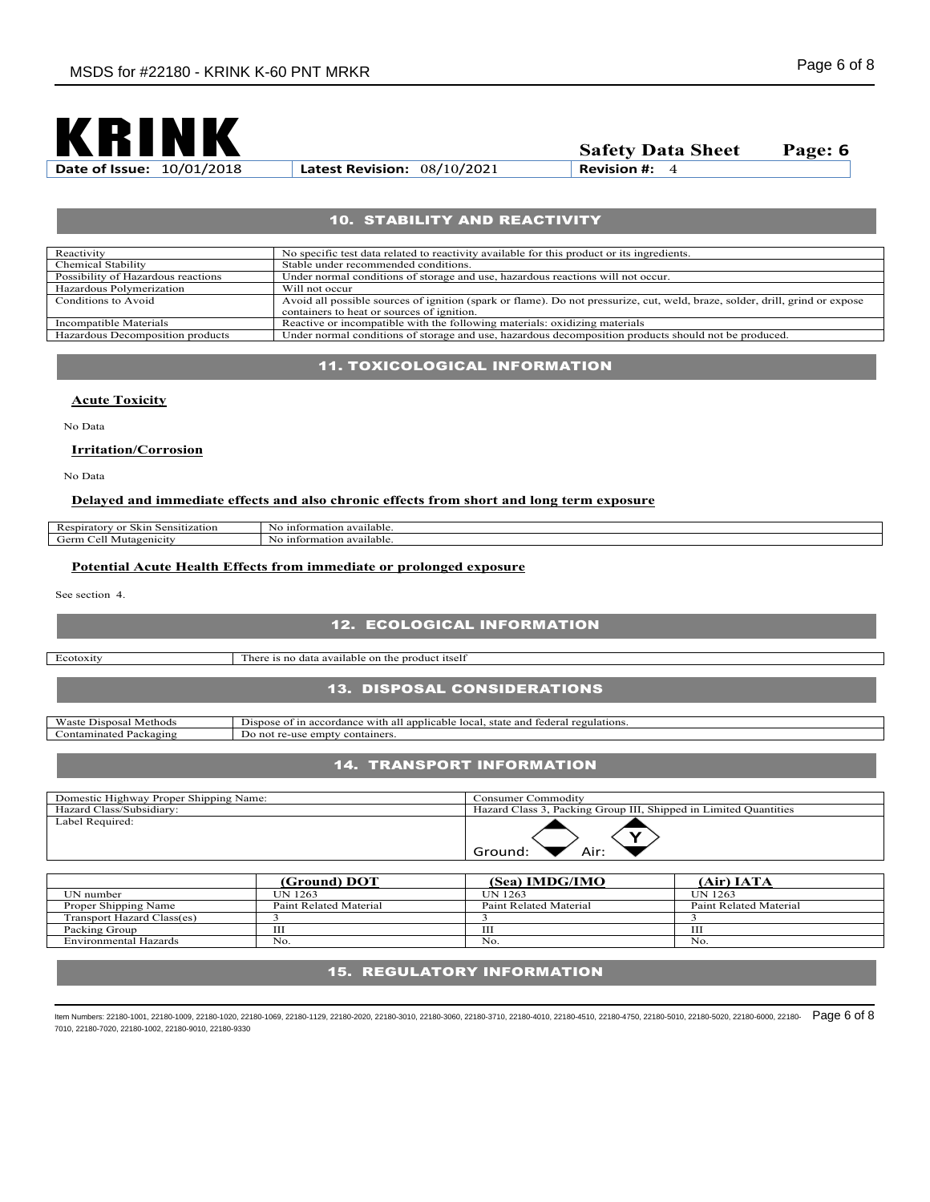# KRINK

**Safety Data Sheet** **Page: 6**

| **Date of Issue:** 10/01/2018 | **Latest Revision:** 08/10/2021 | **Revision #:** 4 |
|---|---|---|

## 10. STABILITY AND REACTIVITY

| Reactivity | No specific test data related to reactivity available for this product or its ingredients. |
|---|---|
| Chemical Stability | Stable under recommended conditions. |
| Possibility of Hazardous reactions | Under normal conditions of storage and use, hazardous reactions will not occur. |
| Hazardous Polymerization | Will not occur |
| Conditions to Avoid | Avoid all possible sources of ignition (spark or flame). Do not pressurize, cut, weld, braze, solder, drill, grind or expose containers to heat or sources of ignition. |
| Incompatible Materials | Reactive or incompatible with the following materials: oxidizing materials |
| Hazardous Decomposition products | Under normal conditions of storage and use, hazardous decomposition products should not be produced. |

## 11. TOXICOLOGICAL INFORMATION

**Acute Toxicity**

No Data

**Irritation/Corrosion**

No Data

**Delayed and immediate effects and also chronic effects from short and long term exposure**

| Respiratory or Skin Sensitization | No information available. |
|---|---|
| Germ Cell Mutagenicity | No information available. |

**Potential Acute Health Effects from immediate or prolonged exposure**

See section 4.

## 12. ECOLOGICAL INFORMATION

| Ecotoxity | There is no data available on the product itself |
|---|---|

## 13. DISPOSAL CONSIDERATIONS

| Waste Disposal Methods | Dispose of in accordance with all applicable local, state and federal regulations. |
|---|---|
| Contaminated Packaging | Do not re-use empty containers. |

## 14. TRANSPORT INFORMATION

| Domestic Highway Proper Shipping Name: | Consumer Commodity |
|---|---|
| Hazard Class/Subsidiary: | Hazard Class 3, Packing Group III, Shipped in Limited Quantities |
| Label Required: | Ground: Air: Y |

| | (Ground) DOT | (Sea) IMDG/IMO | (Air) IATA |
|---|---|---|---|
| UN number | UN 1263 | UN 1263 | UN 1263 |
| Proper Shipping Name | Paint Related Material | Paint Related Material | Paint Related Material |
| Transport Hazard Class(es) | 3 | 3 | 3 |
| Packing Group | III | III | III |
| Environmental Hazards | No. | No. | No. |

## 15. REGULATORY INFORMATION

Item Numbers: 22180-1001, 22180-1009, 22180-1020, 22180-1069, 22180-1129, 22180-2020, 22180-3010, 22180-3060, 22180-3710, 22180-4010, 22180-4510, 22180-4750, 22180-5010, 22180-5020, 22180-6000, 22180-7010, 22180-7020, 22180-1002, 22180-9010, 22180-9330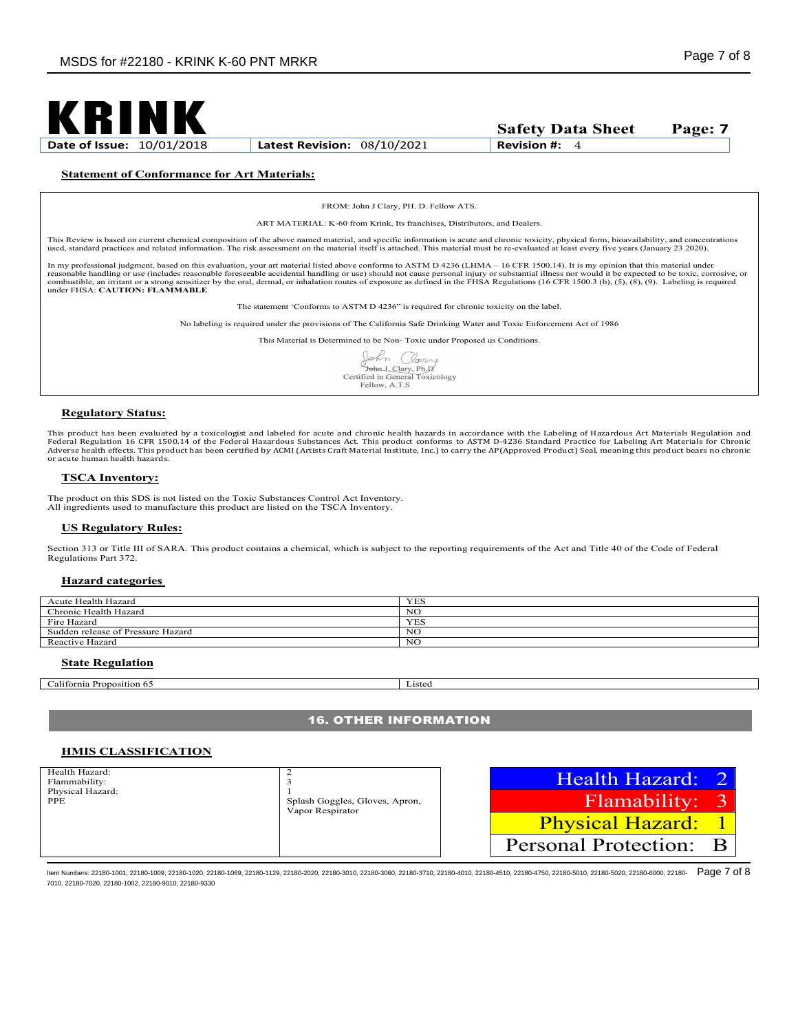# KRINK

**Safety Data Sheet** **Page: 7**

| Date of Issue: 10/01/2018 | Latest Revision: 08/10/2021 | Revision #: 4 |
|---|---|---|

### Statement of Conformance for Art Materials:

FROM: John J Clary, PH. D. Fellow ATS.

ART MATERIAL: K-60 from Krink, Its franchises, Distributors, and Dealers.

This Review is based on current chemical composition of the above named material, and specific information is acute and chronic toxicity, physical form, bioavailability, and concentrations used, standard practices and related information. The risk assessment on the material itself is attached. This material must be re-evaluated at least every five years (January 23 2020).

In my professional judgment, based on this evaluation, your art material listed above conforms to ASTM D 4236 (LHMA – 16 CFR 1500.14). It is my opinion that this material under reasonable handling or use (includes reasonable foreseeable accidental handling or use) should not cause personal injury or substantial illness nor would it be expected to be toxic, corrosive, or combustible, an irritant or a strong sensitizer by the oral, dermal, or inhalation routes of exposure as defined in the FHSA Regulations (16 CFR 1500.3 (b), (5), (8), (9). Labeling is required under FHSA: **CAUTION: FLAMMABLE**

The statement 'Conforms to ASTM D 4236" is required for chronic toxicity on the label.

No labeling is required under the provisions of The California Safe Drinking Water and Toxic Enforcement Act of 1986

This Material is Determined to be Non- Toxic under Proposed us Conditions.

John J. Clary, Ph.D
Certified in General Toxicology
Fellow, A.T.S

### Regulatory Status:

This product has been evaluated by a toxicologist and labeled for acute and chronic health hazards in accordance with the Labeling of Hazardous Art Materials Regulation and Federal Regulation 16 CFR 1500.14 of the Federal Hazardous Substances Act. This product conforms to ASTM D-4236 Standard Practice for Labeling Art Materials for Chronic Adverse health effects. This product has been certified by ACMI (Artists Craft Material Institute, Inc.) to carry the AP(Approved Product) Seal, meaning this product bears no chronic or acute human health hazards.

### TSCA Inventory:

The product on this SDS is not listed on the Toxic Substances Control Act Inventory.
All ingredients used to manufacture this product are listed on the TSCA Inventory.

### US Regulatory Rules:

Section 313 or Title III of SARA. This product contains a chemical, which is subject to the reporting requirements of the Act and Title 40 of the Code of Federal Regulations Part 372.

### Hazard categories

| Hazard | |
|---|---|
| Acute Health Hazard | YES |
| Chronic Health Hazard | NO |
| Fire Hazard | YES |
| Sudden release of Pressure Hazard | NO |
| Reactive Hazard | NO |

### State Regulation

| Regulation | Status |
|---|---|
| California Proposition 65 | Listed |

## 16. OTHER INFORMATION

### HMIS CLASSIFICATION

| Category | Rating |
|---|---|
| Health Hazard: | 2 |
| Flammability: | 3 |
| Physical Hazard: | 1 |
| PPE | Splash Goggles, Gloves, Apron, Vapor Respirator |

| HMIS Label | |
|---|---|
| Health Hazard: | 2 |
| Flamability: | 3 |
| Physical Hazard: | 1 |
| Personal Protection: | B |

Item Numbers: 22180-1001, 22180-1009, 22180-1020, 22180-1069, 22180-1129, 22180-2020, 22180-3010, 22180-3060, 22180-3710, 22180-4010, 22180-4510, 22180-4750, 22180-5010, 22180-5020, 22180-6000, 22180-7010, 22180-7020, 22180-1002, 22180-9010, 22180-9330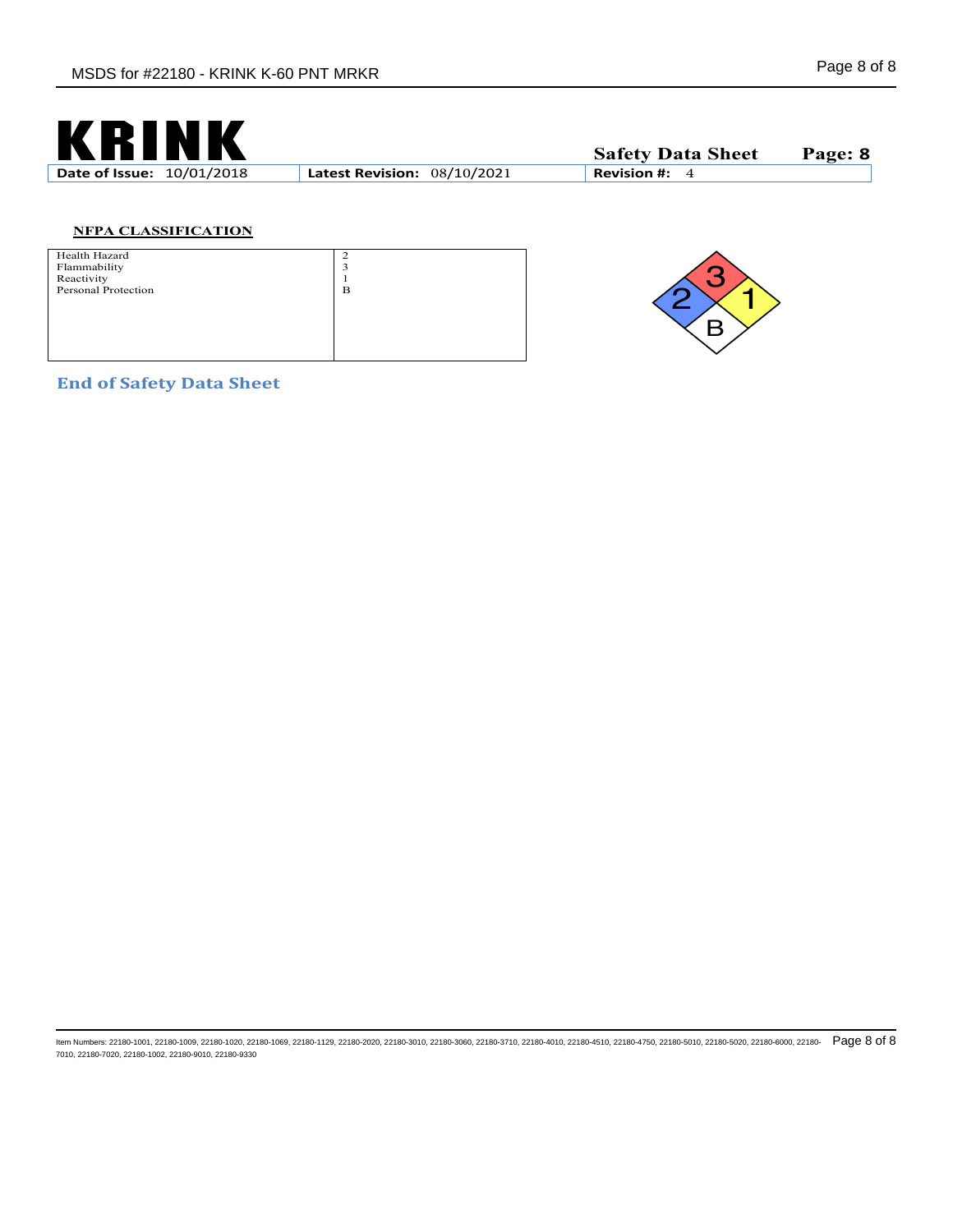**KRINK**

**Safety Data Sheet** **Page: 8**

| | | |
|---|---|---|
| **Date of Issue:** 10/01/2018 | **Latest Revision:** 08/10/2021 | **Revision #:** 4 |

**NFPA CLASSIFICATION**

| | |
|---|---|
| Health Hazard | 2 |
| Flammability | 3 |
| Reactivity | 1 |
| Personal Protection | B |

3
2
1
B

**End of Safety Data Sheet**

Item Numbers: 22180-1001, 22180-1009, 22180-1020, 22180-1069, 22180-1129, 22180-2020, 22180-3010, 22180-3060, 22180-3710, 22180-4010, 22180-4510, 22180-4750, 22180-5010, 22180-5020, 22180-6000, 22180-7010, 22180-7020, 22180-1002, 22180-9010, 22180-9330